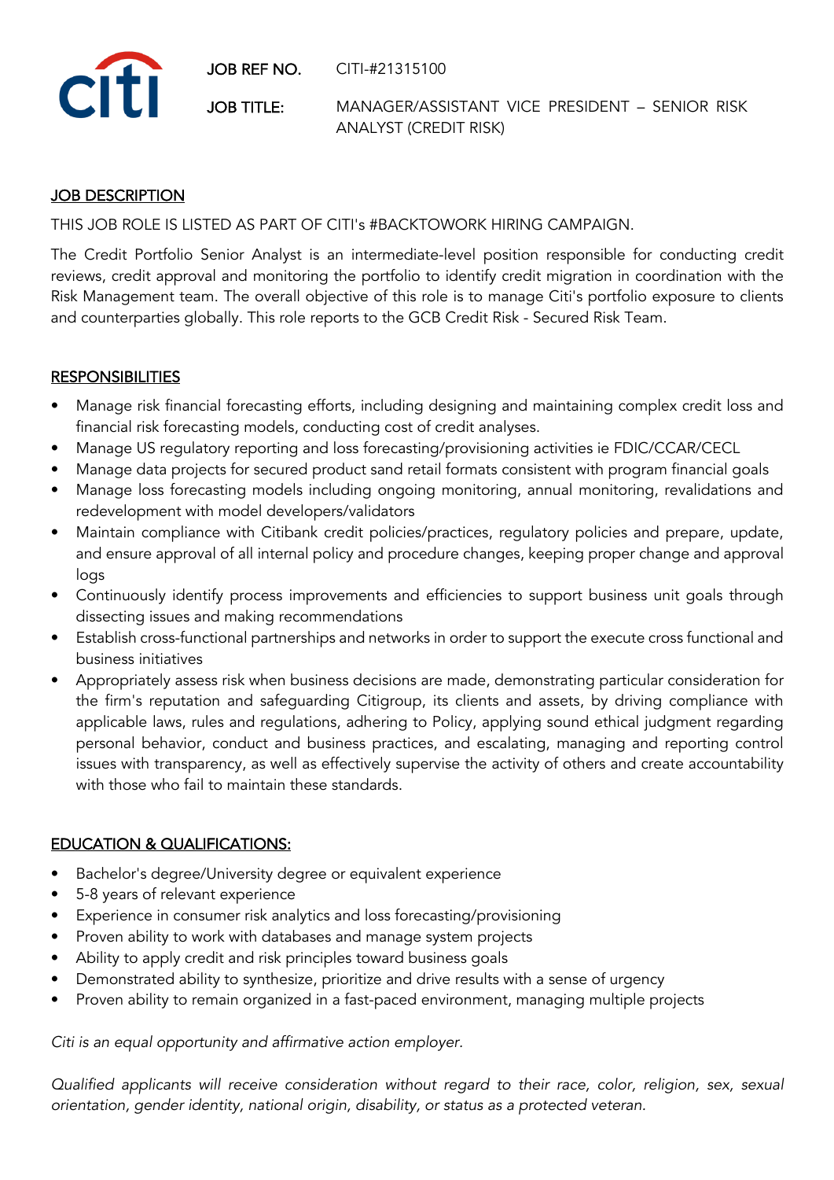citi

**JOB REF NO.** CITI-#21315100

**JOB TITLE:** MANAGER/ASSISTANT VICE PRESIDENT – SENIOR RISK ANALYST (CREDIT RISK)

## JOB DESCRIPTION

THIS JOB ROLE IS LISTED AS PART OF CITI's #BACKTOWORK HIRING CAMPAIGN.

The Credit Portfolio Senior Analyst is an intermediate-level position responsible for conducting credit reviews, credit approval and monitoring the portfolio to identify credit migration in coordination with the Risk Management team. The overall objective of this role is to manage Citi's portfolio exposure to clients and counterparties globally. This role reports to the GCB Credit Risk - Secured Risk Team.

## RESPONSIBILITIES

- Manage risk financial forecasting efforts, including designing and maintaining complex credit loss and financial risk forecasting models, conducting cost of credit analyses.
- Manage US regulatory reporting and loss forecasting/provisioning activities ie FDIC/CCAR/CECL
- Manage data projects for secured product sand retail formats consistent with program financial goals
- Manage loss forecasting models including ongoing monitoring, annual monitoring, revalidations and redevelopment with model developers/validators
- Maintain compliance with Citibank credit policies/practices, regulatory policies and prepare, update, and ensure approval of all internal policy and procedure changes, keeping proper change and approval logs
- Continuously identify process improvements and efficiencies to support business unit goals through dissecting issues and making recommendations
- Establish cross-functional partnerships and networks in order to support the execute cross functional and business initiatives
- Appropriately assess risk when business decisions are made, demonstrating particular consideration for the firm's reputation and safeguarding Citigroup, its clients and assets, by driving compliance with applicable laws, rules and regulations, adhering to Policy, applying sound ethical judgment regarding personal behavior, conduct and business practices, and escalating, managing and reporting control issues with transparency, as well as effectively supervise the activity of others and create accountability with those who fail to maintain these standards.

## EDUCATION & QUALIFICATIONS:

- Bachelor's degree/University degree or equivalent experience
- 5-8 years of relevant experience
- Experience in consumer risk analytics and loss forecasting/provisioning
- Proven ability to work with databases and manage system projects
- Ability to apply credit and risk principles toward business goals
- Demonstrated ability to synthesize, prioritize and drive results with a sense of urgency
- Proven ability to remain organized in a fast-paced environment, managing multiple projects

*Citi is an equal opportunity and affirmative action employer.*

*Qualified applicants will receive consideration without regard to their race, color, religion, sex, sexual orientation, gender identity, national origin, disability, or status as a protected veteran.*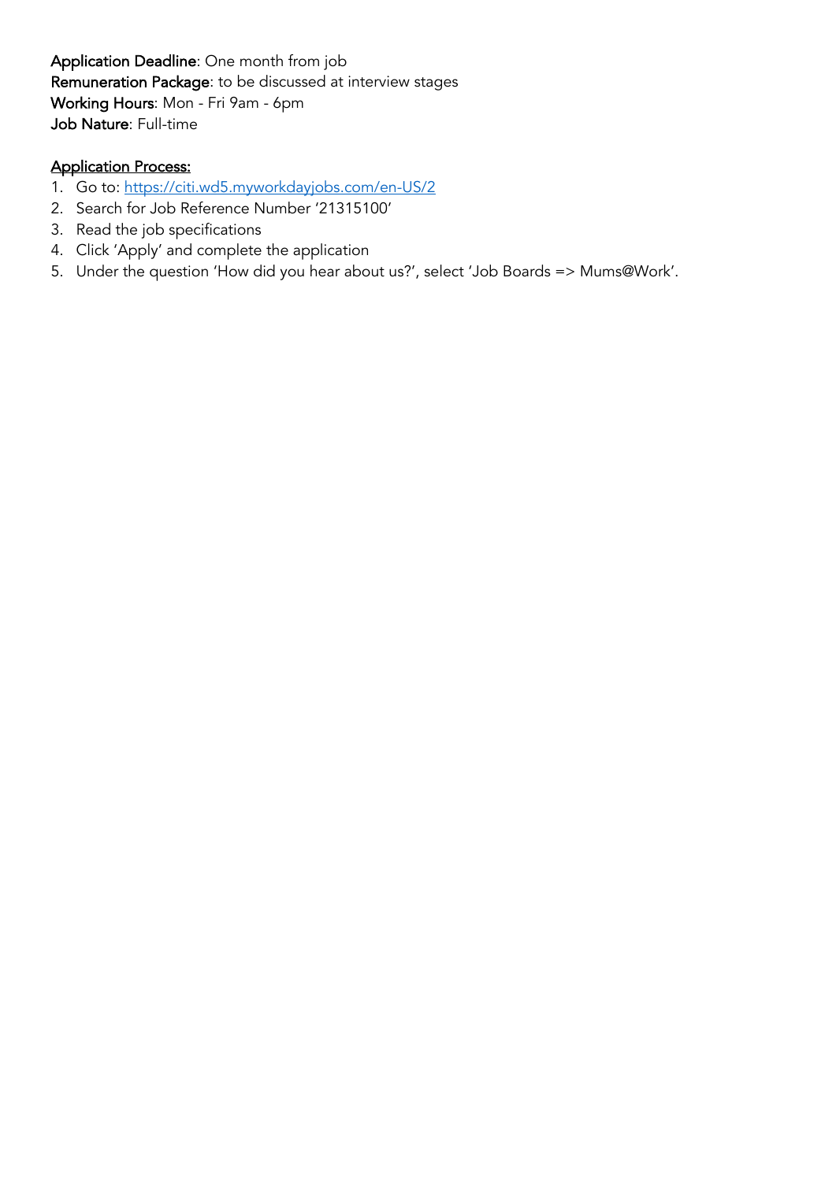**Application Deadline**: One month from job
**Remuneration Package**: to be discussed at interview stages
**Working Hours**: Mon - Fri 9am - 6pm
**Job Nature**: Full-time

**Application Process:**

1. Go to: [https://citi.wd5.myworkdayjobs.com/en-US/2](https://citi.wd5.myworkdayjobs.com/en-US/2)
2. Search for Job Reference Number '21315100'
3. Read the job specifications
4. Click 'Apply' and complete the application
5. Under the question 'How did you hear about us?', select 'Job Boards => Mums@Work'.